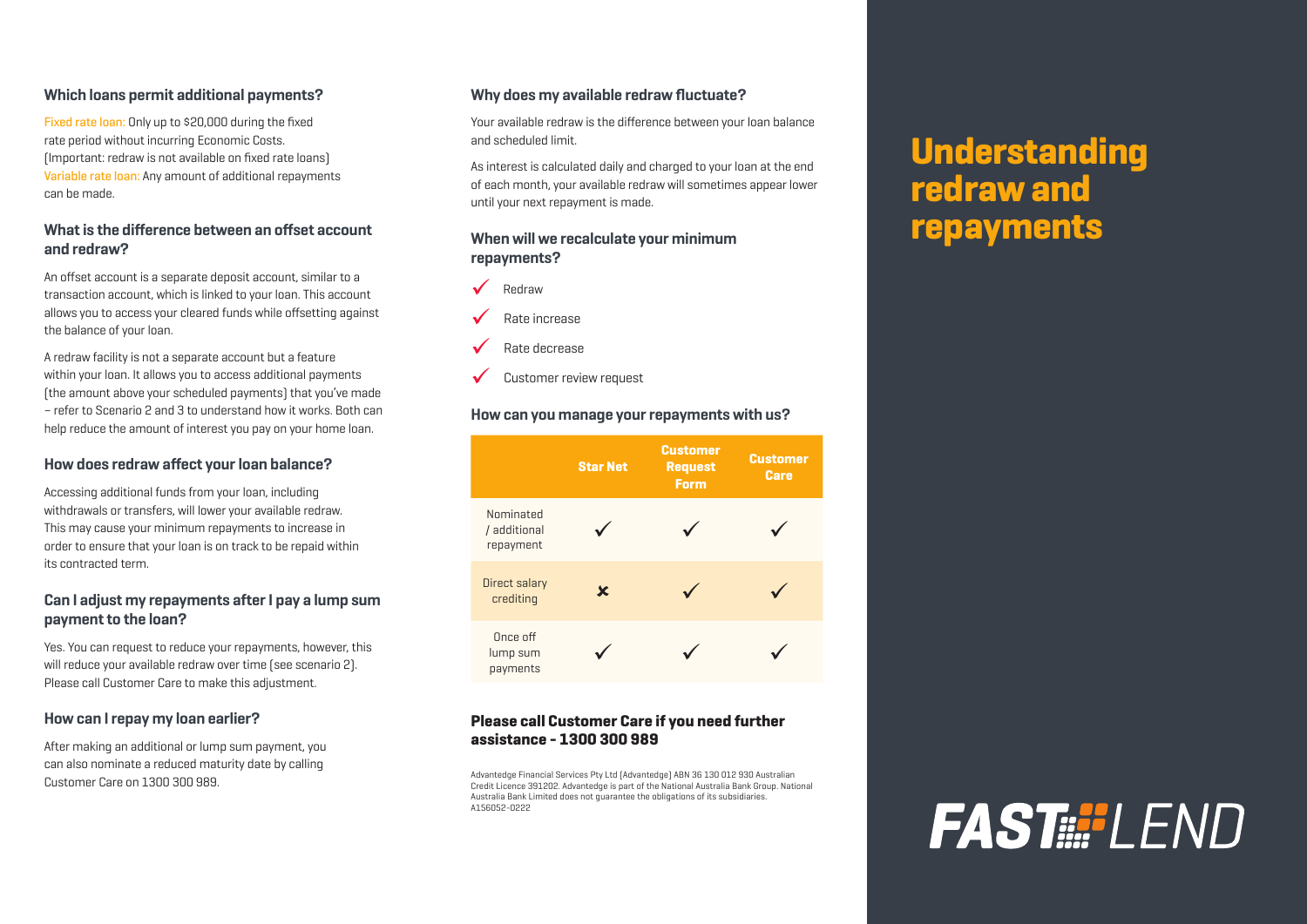### Which loans permit additional payments?

Fixed rate loan: Only up to $20,000 during the fixed rate period without incurring Economic Costs. (Important: redraw is not available on fixed rate loans)

Variable rate loan: Any amount of additional repayments can be made.

### What is the difference between an offset account and redraw?

An offset account is a separate deposit account, similar to a transaction account, which is linked to your loan. This account allows you to access your cleared funds while offsetting against the balance of your loan.

A redraw facility is not a separate account but a feature within your loan. It allows you to access additional payments (the amount above your scheduled payments) that you've made – refer to Scenario 2 and 3 to understand how it works. Both can help reduce the amount of interest you pay on your home loan.

### How does redraw affect your loan balance?

Accessing additional funds from your loan, including withdrawals or transfers, will lower your available redraw. This may cause your minimum repayments to increase in order to ensure that your loan is on track to be repaid within its contracted term.

### Can I adjust my repayments after I pay a lump sum payment to the loan?

Yes. You can request to reduce your repayments, however, this will reduce your available redraw over time (see scenario 2). Please call Customer Care to make this adjustment.

### How can I repay my loan earlier?

After making an additional or lump sum payment, you can also nominate a reduced maturity date by calling Customer Care on 1300 300 989.

### Why does my available redraw fluctuate?

Your available redraw is the difference between your loan balance and scheduled limit.

As interest is calculated daily and charged to your loan at the end of each month, your available redraw will sometimes appear lower until your next repayment is made.

### When will we recalculate your minimum repayments?

- ✓ Redraw
- ✓ Rate increase
- ✓ Rate decrease
- ✓ Customer review request

### How can you manage your repayments with us?

| | Star Net | Customer Request Form | Customer Care |
|---|---|---|---|
| Nominated / additional repayment | ✓ | ✓ | ✓ |
| Direct salary crediting | ✗ | ✓ | ✓ |
| Once off lump sum payments | ✓ | ✓ | ✓ |

**Please call Customer Care if you need further assistance - 1300 300 989**

Advantedge Financial Services Pty Ltd (Advantedge) ABN 36 130 012 930 Australian Credit Licence 391202. Advantedge is part of the National Australia Bank Group. National Australia Bank Limited does not guarantee the obligations of its subsidiaries. A156052-0222

# Understanding redraw and repayments

FAST LEND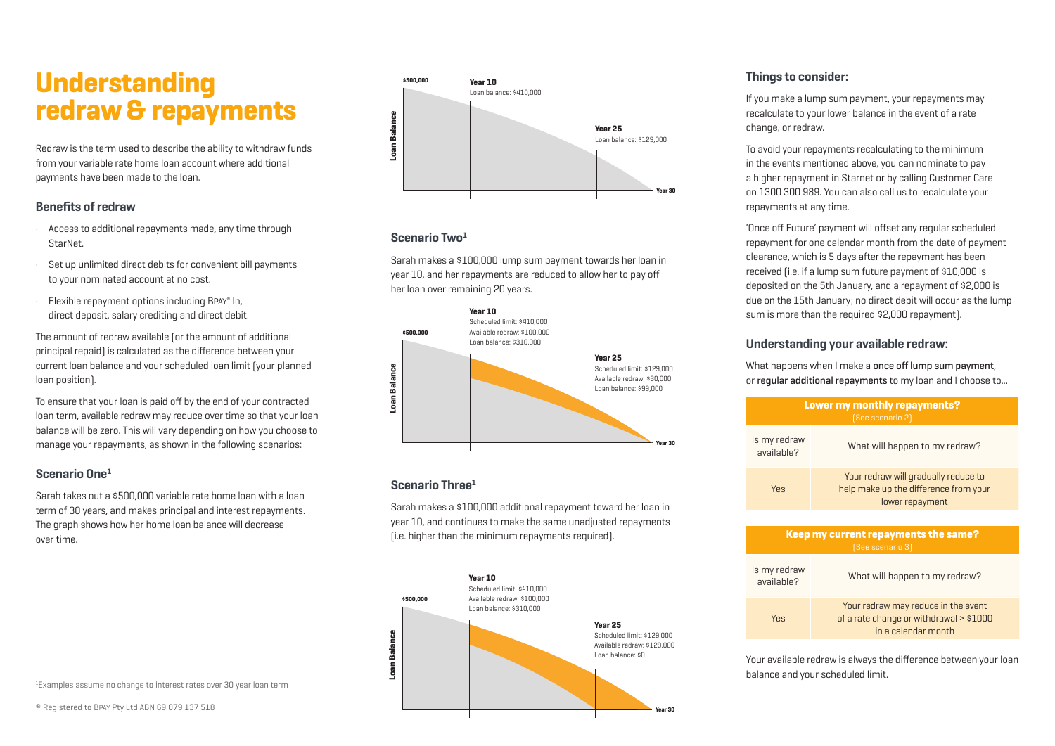# Understanding redraw & repayments

Redraw is the term used to describe the ability to withdraw funds from your variable rate home loan account where additional payments have been made to the loan.

### Benefits of redraw

- Access to additional repayments made, any time through StarNet.
- Set up unlimited direct debits for convenient bill payments to your nominated account at no cost.
- Flexible repayment options including BPAY® In, direct deposit, salary crediting and direct debit.

The amount of redraw available (or the amount of additional principal repaid) is calculated as the difference between your current loan balance and your scheduled loan limit (your planned loan position).

To ensure that your loan is paid off by the end of your contracted loan term, available redraw may reduce over time so that your loan balance will be zero. This will vary depending on how you choose to manage your repayments, as shown in the following scenarios:

### Scenario One[1]

Sarah takes out a $500,000 variable rate home loan with a loan term of 30 years, and makes principal and interest repayments. The graph shows how her home loan balance will decrease over time.

$500,000
Loan Balance
Year 10
Loan balance: $410,000
Year 25
Loan balance: $129,000
Year 30

### Scenario Two[1]

Sarah makes a $100,000 lump sum payment towards her loan in year 10, and her repayments are reduced to allow her to pay off her loan over remaining 20 years.

$500,000
Loan Balance
Year 10
Scheduled limit: $410,000
Available redraw: $100,000
Loan balance: $310,000
Year 25
Scheduled limit: $129,000
Available redraw: $30,000
Loan balance: $99,000
Year 30

### Scenario Three[1]

Sarah makes a $100,000 additional repayment toward her loan in year 10, and continues to make the same unadjusted repayments (i.e. higher than the minimum repayments required).

$500,000
Loan Balance
Year 10
Scheduled limit: $410,000
Available redraw: $100,000
Loan balance: $310,000
Year 25
Scheduled limit: $129,000
Available redraw: $129,000
Loan balance: $0
Year 30

[1]Examples assume no change to interest rates over 30 year loan term

® Registered to BPAY Pty Ltd ABN 69 079 137 518

### Things to consider:

If you make a lump sum payment, your repayments may recalculate to your lower balance in the event of a rate change, or redraw.

To avoid your repayments recalculating to the minimum in the events mentioned above, you can nominate to pay a higher repayment in Starnet or by calling Customer Care on 1300 300 989. You can also call us to recalculate your repayments at any time.

'Once off Future' payment will offset any regular scheduled repayment for one calendar month from the date of payment clearance, which is 5 days after the repayment has been received (i.e. if a lump sum future payment of $10,000 is deposited on the 5th January, and a repayment of $2,000 is due on the 15th January; no direct debit will occur as the lump sum is more than the required $2,000 repayment).

### Understanding your available redraw:

What happens when I make a **once off lump sum payment**, or **regular additional repayments** to my loan and I choose to...

| **Lower my monthly repayments?** (See scenario 2) | |
|---|---|
| Is my redraw available? | What will happen to my redraw? |
| Yes | Your redraw will gradually reduce to help make up the difference from your lower repayment |

| **Keep my current repayments the same?** (See scenario 3) | |
|---|---|
| Is my redraw available? | What will happen to my redraw? |
| Yes | Your redraw may reduce in the event of a rate change or withdrawal > $1000 in a calendar month |

Your available redraw is always the difference between your loan balance and your scheduled limit.